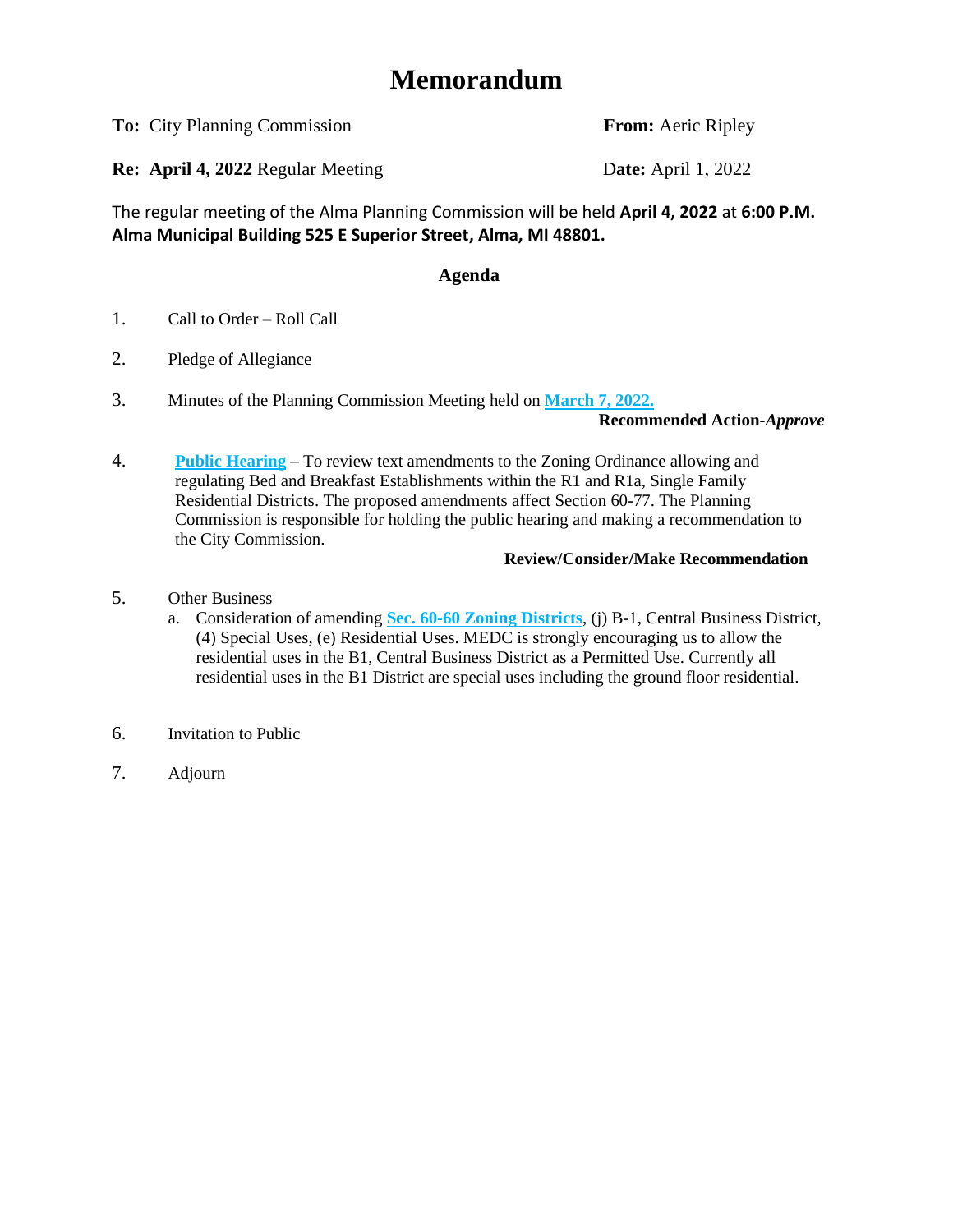# Memorandum

**To:** City Planning Commission　　　　　　　　　　**From:** Aeric Ripley

**Re: April 4, 2022** Regular Meeting　　　　　　　**Date:** April 1, 2022

The regular meeting of the Alma Planning Commission will be held **April 4, 2022** at **6:00 P.M. Alma Municipal Building 525 E Superior Street, Alma, MI 48801.**

**Agenda**

1. Call to Order – Roll Call

2. Pledge of Allegiance

3. Minutes of the Planning Commission Meeting held on **March 7, 2022.**

   **Recommended Action-*Approve***

4. **Public Hearing** – To review text amendments to the Zoning Ordinance allowing and regulating Bed and Breakfast Establishments within the R1 and R1a, Single Family Residential Districts. The proposed amendments affect Section 60-77. The Planning Commission is responsible for holding the public hearing and making a recommendation to the City Commission.

   **Review/Consider/Make Recommendation**

5. Other Business
   a. Consideration of amending **Sec. 60-60 Zoning Districts**, (j) B-1, Central Business District, (4) Special Uses, (e) Residential Uses. MEDC is strongly encouraging us to allow the residential uses in the B1, Central Business District as a Permitted Use. Currently all residential uses in the B1 District are special uses including the ground floor residential.

6. Invitation to Public

7. Adjourn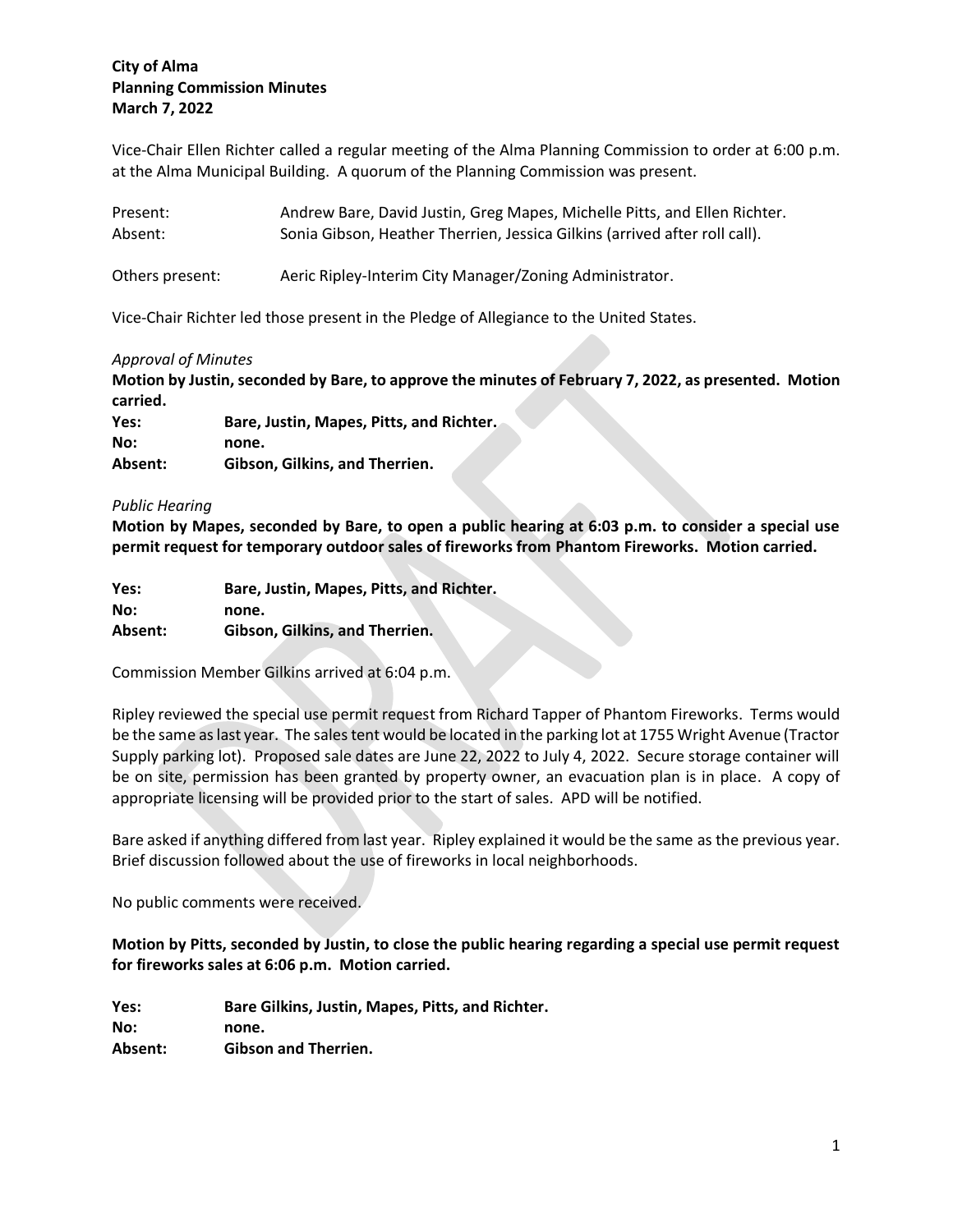**City of Alma**
**Planning Commission Minutes**
**March 7, 2022**

Vice-Chair Ellen Richter called a regular meeting of the Alma Planning Commission to order at 6:00 p.m. at the Alma Municipal Building. A quorum of the Planning Commission was present.

| | |
|---|---|
| Present: | Andrew Bare, David Justin, Greg Mapes, Michelle Pitts, and Ellen Richter. |
| Absent: | Sonia Gibson, Heather Therrien, Jessica Gilkins (arrived after roll call). |

Others present: Aeric Ripley-Interim City Manager/Zoning Administrator.

Vice-Chair Richter led those present in the Pledge of Allegiance to the United States.

*Approval of Minutes*

**Motion by Justin, seconded by Bare, to approve the minutes of February 7, 2022, as presented. Motion carried.**

| | |
|---|---|
| **Yes:** | **Bare, Justin, Mapes, Pitts, and Richter.** |
| **No:** | **none.** |
| **Absent:** | **Gibson, Gilkins, and Therrien.** |

*Public Hearing*

**Motion by Mapes, seconded by Bare, to open a public hearing at 6:03 p.m. to consider a special use permit request for temporary outdoor sales of fireworks from Phantom Fireworks. Motion carried.**

| | |
|---|---|
| **Yes:** | **Bare, Justin, Mapes, Pitts, and Richter.** |
| **No:** | **none.** |
| **Absent:** | **Gibson, Gilkins, and Therrien.** |

Commission Member Gilkins arrived at 6:04 p.m.

Ripley reviewed the special use permit request from Richard Tapper of Phantom Fireworks. Terms would be the same as last year. The sales tent would be located in the parking lot at 1755 Wright Avenue (Tractor Supply parking lot). Proposed sale dates are June 22, 2022 to July 4, 2022. Secure storage container will be on site, permission has been granted by property owner, an evacuation plan is in place. A copy of appropriate licensing will be provided prior to the start of sales. APD will be notified.

Bare asked if anything differed from last year. Ripley explained it would be the same as the previous year. Brief discussion followed about the use of fireworks in local neighborhoods.

No public comments were received.

**Motion by Pitts, seconded by Justin, to close the public hearing regarding a special use permit request for fireworks sales at 6:06 p.m. Motion carried.**

| | |
|---|---|
| **Yes:** | **Bare Gilkins, Justin, Mapes, Pitts, and Richter.** |
| **No:** | **none.** |
| **Absent:** | **Gibson and Therrien.** |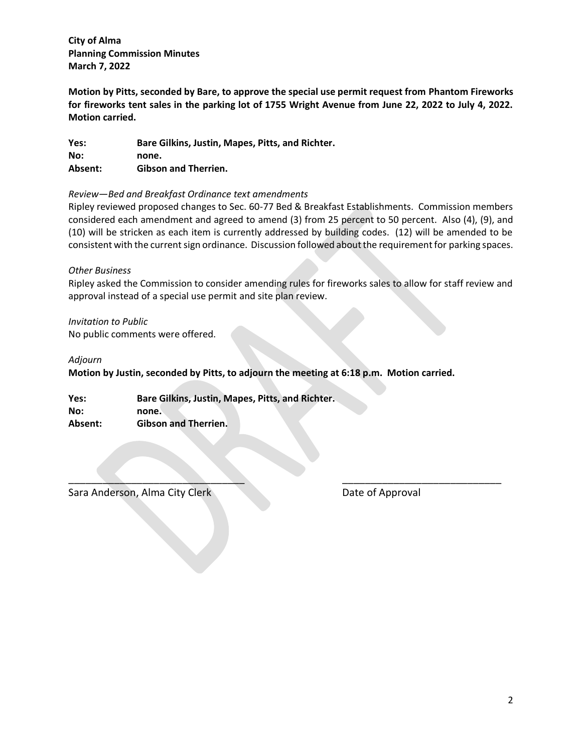**City of Alma**
**Planning Commission Minutes**
**March 7, 2022**

**Motion by Pitts, seconded by Bare, to approve the special use permit request from Phantom Fireworks for fireworks tent sales in the parking lot of 1755 Wright Avenue from June 22, 2022 to July 4, 2022. Motion carried.**

| | |
|---|---|
| **Yes:** | **Bare Gilkins, Justin, Mapes, Pitts, and Richter.** |
| **No:** | **none.** |
| **Absent:** | **Gibson and Therrien.** |

*Review—Bed and Breakfast Ordinance text amendments*

Ripley reviewed proposed changes to Sec. 60-77 Bed & Breakfast Establishments. Commission members considered each amendment and agreed to amend (3) from 25 percent to 50 percent. Also (4), (9), and (10) will be stricken as each item is currently addressed by building codes. (12) will be amended to be consistent with the current sign ordinance. Discussion followed about the requirement for parking spaces.

*Other Business*

Ripley asked the Commission to consider amending rules for fireworks sales to allow for staff review and approval instead of a special use permit and site plan review.

*Invitation to Public*

No public comments were offered.

*Adjourn*

**Motion by Justin, seconded by Pitts, to adjourn the meeting at 6:18 p.m. Motion carried.**

| | |
|---|---|
| **Yes:** | **Bare Gilkins, Justin, Mapes, Pitts, and Richter.** |
| **No:** | **none.** |
| **Absent:** | **Gibson and Therrien.** |

________________________________ ____________________________

Sara Anderson, Alma City Clerk Date of Approval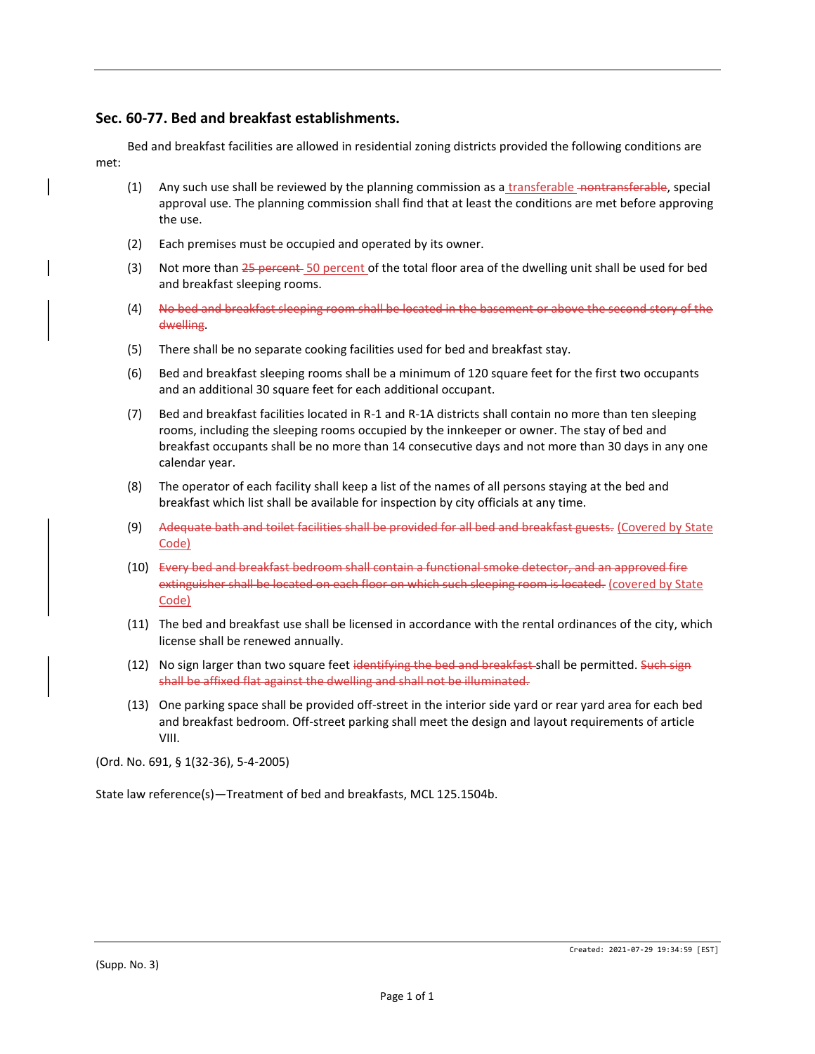## Sec. 60-77. Bed and breakfast establishments.

Bed and breakfast facilities are allowed in residential zoning districts provided the following conditions are met:

(1) Any such use shall be reviewed by the planning commission as a transferable ~~nontransferable~~, special approval use. The planning commission shall find that at least the conditions are met before approving the use.

(2) Each premises must be occupied and operated by its owner.

(3) Not more than ~~25 percent~~ 50 percent of the total floor area of the dwelling unit shall be used for bed and breakfast sleeping rooms.

(4) ~~No bed and breakfast sleeping room shall be located in the basement or above the second story of the dwelling~~.

(5) There shall be no separate cooking facilities used for bed and breakfast stay.

(6) Bed and breakfast sleeping rooms shall be a minimum of 120 square feet for the first two occupants and an additional 30 square feet for each additional occupant.

(7) Bed and breakfast facilities located in R-1 and R-1A districts shall contain no more than ten sleeping rooms, including the sleeping rooms occupied by the innkeeper or owner. The stay of bed and breakfast occupants shall be no more than 14 consecutive days and not more than 30 days in any one calendar year.

(8) The operator of each facility shall keep a list of the names of all persons staying at the bed and breakfast which list shall be available for inspection by city officials at any time.

(9) ~~Adequate bath and toilet facilities shall be provided for all bed and breakfast guests.~~ (Covered by State Code)

(10) ~~Every bed and breakfast bedroom shall contain a functional smoke detector, and an approved fire extinguisher shall be located on each floor on which such sleeping room is located.~~ (covered by State Code)

(11) The bed and breakfast use shall be licensed in accordance with the rental ordinances of the city, which license shall be renewed annually.

(12) No sign larger than two square feet ~~identifying the bed and breakfast~~ shall be permitted. ~~Such sign shall be affixed flat against the dwelling and shall not be illuminated.~~

(13) One parking space shall be provided off-street in the interior side yard or rear yard area for each bed and breakfast bedroom. Off-street parking shall meet the design and layout requirements of article VIII.

(Ord. No. 691, § 1(32-36), 5-4-2005)

State law reference(s)—Treatment of bed and breakfasts, MCL 125.1504b.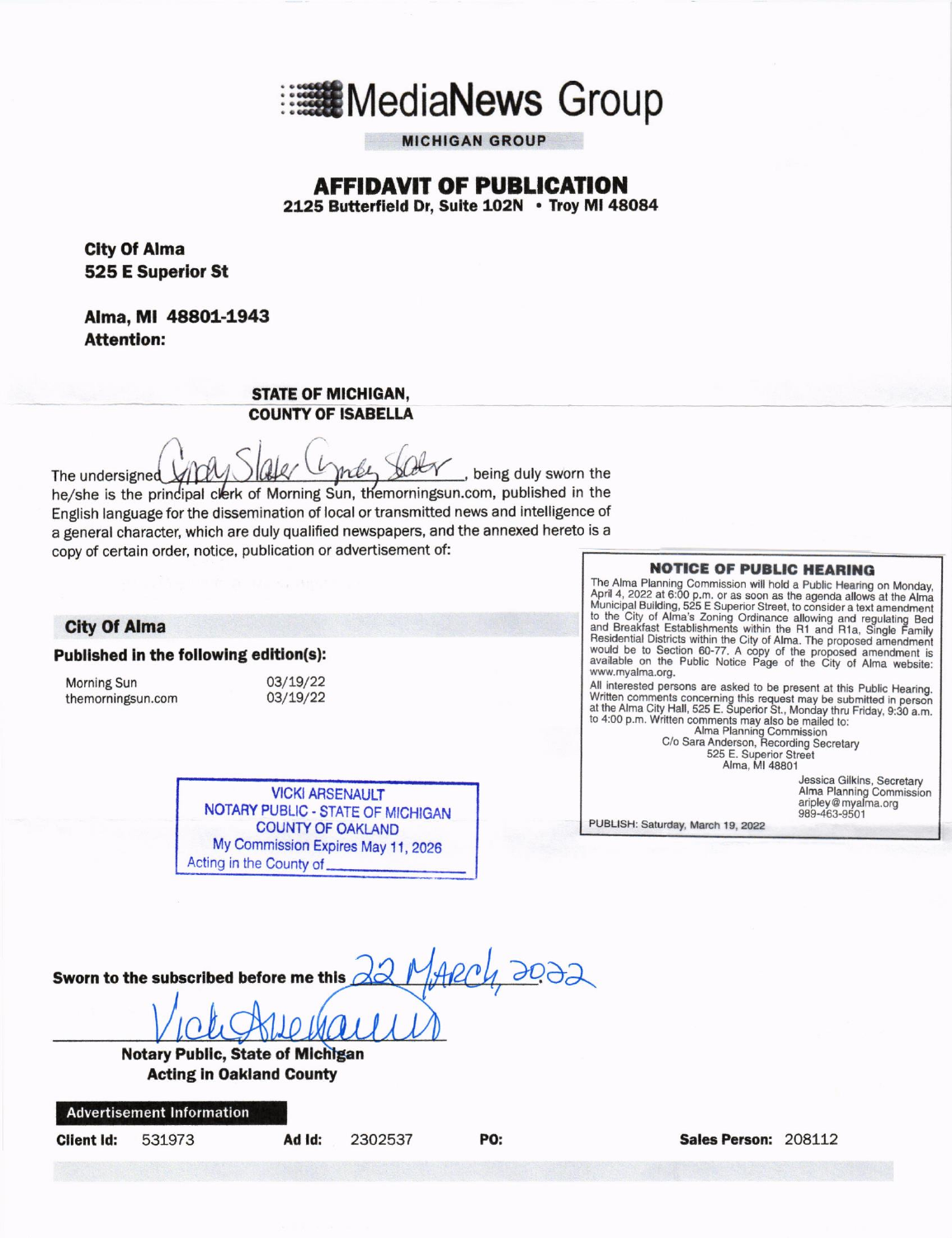# MediaNews Group

MICHIGAN GROUP

## AFFIDAVIT OF PUBLICATION

**2125 Butterfield Dr, Suite 102N • Troy MI 48084**

**City Of Alma**
**525 E Superior St**

**Alma, MI 48801-1943**
**Attention:**

**STATE OF MICHIGAN,**
**COUNTY OF ISABELLA**

The undersigned Cindy Slater Cindy Slater, being duly sworn the he/she is the principal clerk of Morning Sun, themorningsun.com, published in the English language for the dissemination of local or transmitted news and intelligence of a general character, which are duly qualified newspapers, and the annexed hereto is a copy of certain order, notice, publication or advertisement of:

### City Of Alma

**Published in the following edition(s):**

| | |
|---|---|
| Morning Sun | 03/19/22 |
| themorningsun.com | 03/19/22 |

VICKI ARSENAULT
NOTARY PUBLIC - STATE OF MICHIGAN
COUNTY OF OAKLAND
My Commission Expires May 11, 2026
Acting in the County of ____________

**NOTICE OF PUBLIC HEARING**

The Alma Planning Commission will hold a Public Hearing on Monday, April 4, 2022 at 6:00 p.m. or as soon as the agenda allows at the Alma Municipal Building, 525 E Superior Street, to consider a text amendment to the City of Alma's Zoning Ordinance allowing and regulating Bed and Breakfast Establishments within the R1 and R1a, Single Family Residential Districts within the City of Alma. The proposed amendment would be to Section 60-77. A copy of the proposed amendment is available on the Public Notice Page of the City of Alma website: www.myalma.org.

All interested persons are asked to be present at this Public Hearing. Written comments concerning this request may be submitted in person at the Alma City Hall, 525 E. Superior St., Monday thru Friday, 9:30 a.m. to 4:00 p.m. Written comments may also be mailed to:

Alma Planning Commission
C/o Sara Anderson, Recording Secretary
525 E. Superior Street
Alma, MI 48801

Jessica Gilkins, Secretary
Alma Planning Commission
aripley@myalma.org
989-463-9501

PUBLISH: Saturday, March 19, 2022

**Sworn to the subscribed before me this** 22 March, 2022

Vicki Arsenault

**Notary Public, State of Michigan**
**Acting in Oakland County**

**Advertisement Information**

**Client Id:** 531973 **Ad Id:** 2302537 **PO:** **Sales Person:** 208112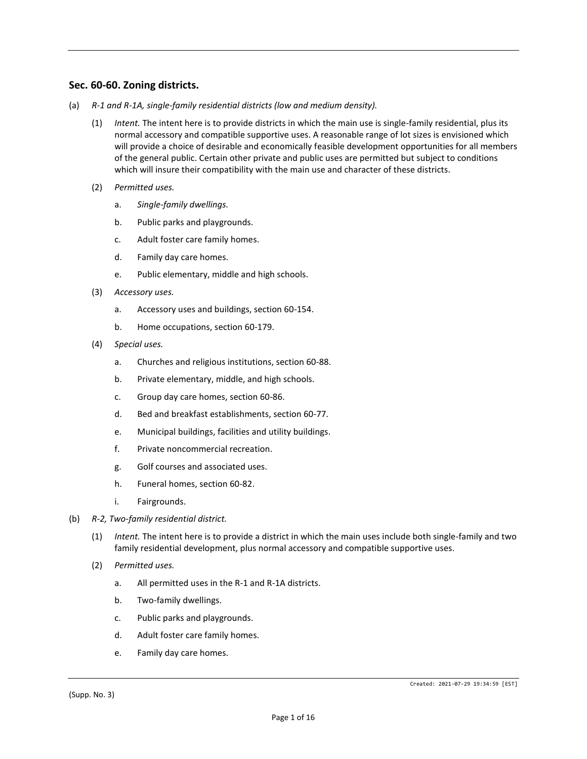## Sec. 60-60. Zoning districts.

(a) *R-1 and R-1A, single-family residential districts (low and medium density).*

(1) *Intent.* The intent here is to provide districts in which the main use is single-family residential, plus its normal accessory and compatible supportive uses. A reasonable range of lot sizes is envisioned which will provide a choice of desirable and economically feasible development opportunities for all members of the general public. Certain other private and public uses are permitted but subject to conditions which will insure their compatibility with the main use and character of these districts.

(2) *Permitted uses.*

a. *Single-family dwellings.*

b. Public parks and playgrounds.

c. Adult foster care family homes.

d. Family day care homes.

e. Public elementary, middle and high schools.

(3) *Accessory uses.*

a. Accessory uses and buildings, section 60-154.

b. Home occupations, section 60-179.

(4) *Special uses.*

a. Churches and religious institutions, section 60-88.

b. Private elementary, middle, and high schools.

c. Group day care homes, section 60-86.

d. Bed and breakfast establishments, section 60-77.

e. Municipal buildings, facilities and utility buildings.

f. Private noncommercial recreation.

g. Golf courses and associated uses.

h. Funeral homes, section 60-82.

i. Fairgrounds.

(b) *R-2, Two-family residential district.*

(1) *Intent.* The intent here is to provide a district in which the main uses include both single-family and two family residential development, plus normal accessory and compatible supportive uses.

(2) *Permitted uses.*

a. All permitted uses in the R-1 and R-1A districts.

b. Two-family dwellings.

c. Public parks and playgrounds.

d. Adult foster care family homes.

e. Family day care homes.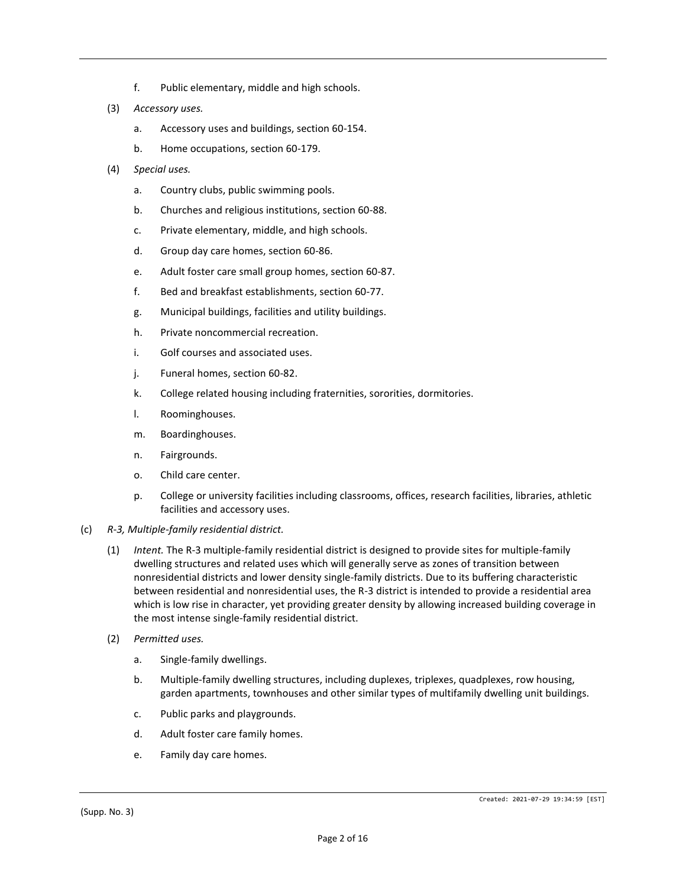f. Public elementary, middle and high schools.

(3) *Accessory uses.*

a. Accessory uses and buildings, section 60-154.

b. Home occupations, section 60-179.

(4) *Special uses.*

a. Country clubs, public swimming pools.

b. Churches and religious institutions, section 60-88.

c. Private elementary, middle, and high schools.

d. Group day care homes, section 60-86.

e. Adult foster care small group homes, section 60-87.

f. Bed and breakfast establishments, section 60-77.

g. Municipal buildings, facilities and utility buildings.

h. Private noncommercial recreation.

i. Golf courses and associated uses.

j. Funeral homes, section 60-82.

k. College related housing including fraternities, sororities, dormitories.

l. Roominghouses.

m. Boardinghouses.

n. Fairgrounds.

o. Child care center.

p. College or university facilities including classrooms, offices, research facilities, libraries, athletic facilities and accessory uses.

(c) *R-3, Multiple-family residential district.*

(1) *Intent.* The R-3 multiple-family residential district is designed to provide sites for multiple-family dwelling structures and related uses which will generally serve as zones of transition between nonresidential districts and lower density single-family districts. Due to its buffering characteristic between residential and nonresidential uses, the R-3 district is intended to provide a residential area which is low rise in character, yet providing greater density by allowing increased building coverage in the most intense single-family residential district.

(2) *Permitted uses.*

a. Single-family dwellings.

b. Multiple-family dwelling structures, including duplexes, triplexes, quadplexes, row housing, garden apartments, townhouses and other similar types of multifamily dwelling unit buildings.

c. Public parks and playgrounds.

d. Adult foster care family homes.

e. Family day care homes.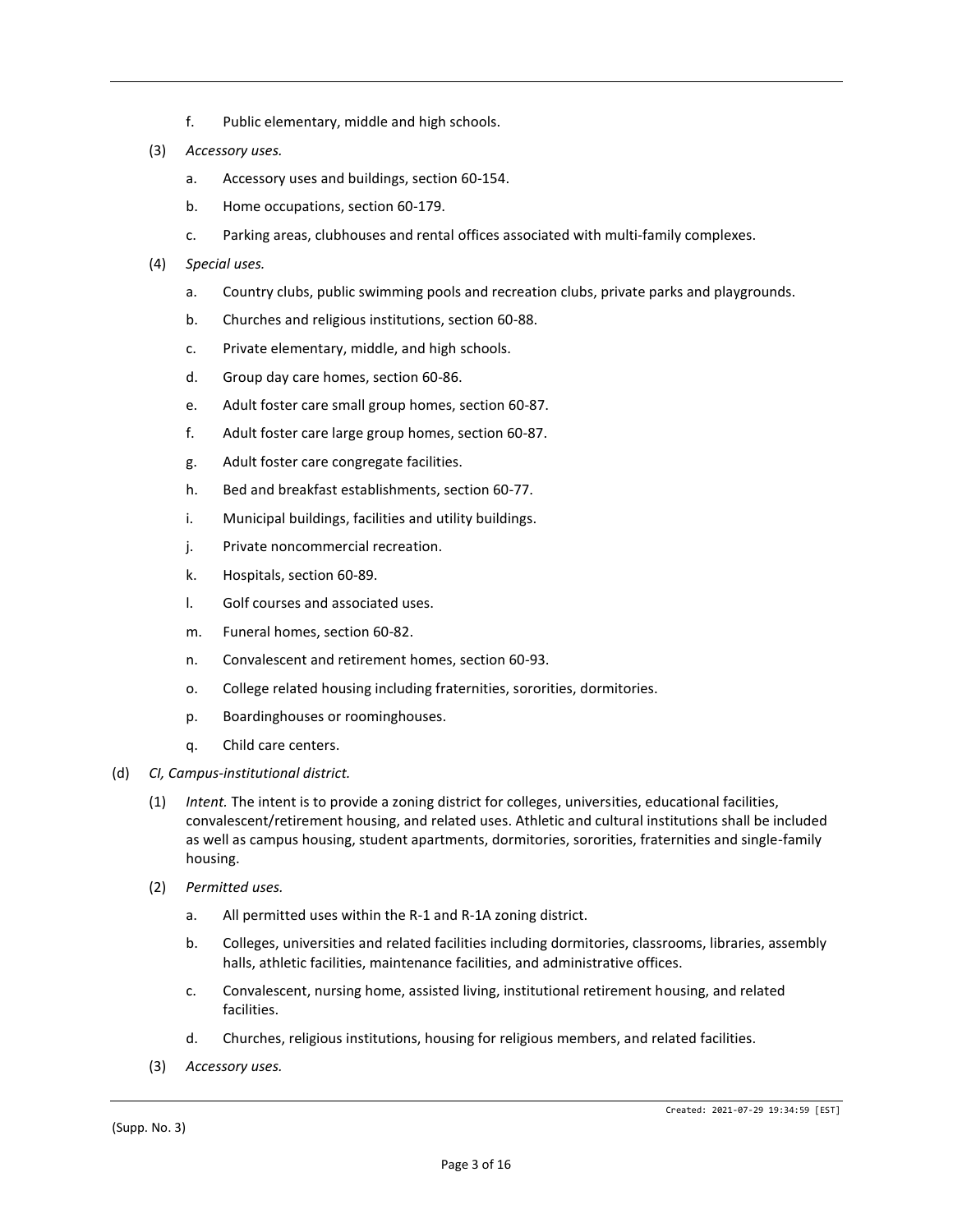f. Public elementary, middle and high schools.

(3) *Accessory uses.*

a. Accessory uses and buildings, section 60-154.

b. Home occupations, section 60-179.

c. Parking areas, clubhouses and rental offices associated with multi-family complexes.

(4) *Special uses.*

a. Country clubs, public swimming pools and recreation clubs, private parks and playgrounds.

b. Churches and religious institutions, section 60-88.

c. Private elementary, middle, and high schools.

d. Group day care homes, section 60-86.

e. Adult foster care small group homes, section 60-87.

f. Adult foster care large group homes, section 60-87.

g. Adult foster care congregate facilities.

h. Bed and breakfast establishments, section 60-77.

i. Municipal buildings, facilities and utility buildings.

j. Private noncommercial recreation.

k. Hospitals, section 60-89.

l. Golf courses and associated uses.

m. Funeral homes, section 60-82.

n. Convalescent and retirement homes, section 60-93.

o. College related housing including fraternities, sororities, dormitories.

p. Boardinghouses or roominghouses.

q. Child care centers.

(d) *CI, Campus-institutional district.*

(1) *Intent.* The intent is to provide a zoning district for colleges, universities, educational facilities, convalescent/retirement housing, and related uses. Athletic and cultural institutions shall be included as well as campus housing, student apartments, dormitories, sororities, fraternities and single-family housing.

(2) *Permitted uses.*

a. All permitted uses within the R-1 and R-1A zoning district.

b. Colleges, universities and related facilities including dormitories, classrooms, libraries, assembly halls, athletic facilities, maintenance facilities, and administrative offices.

c. Convalescent, nursing home, assisted living, institutional retirement housing, and related facilities.

d. Churches, religious institutions, housing for religious members, and related facilities.

(3) *Accessory uses.*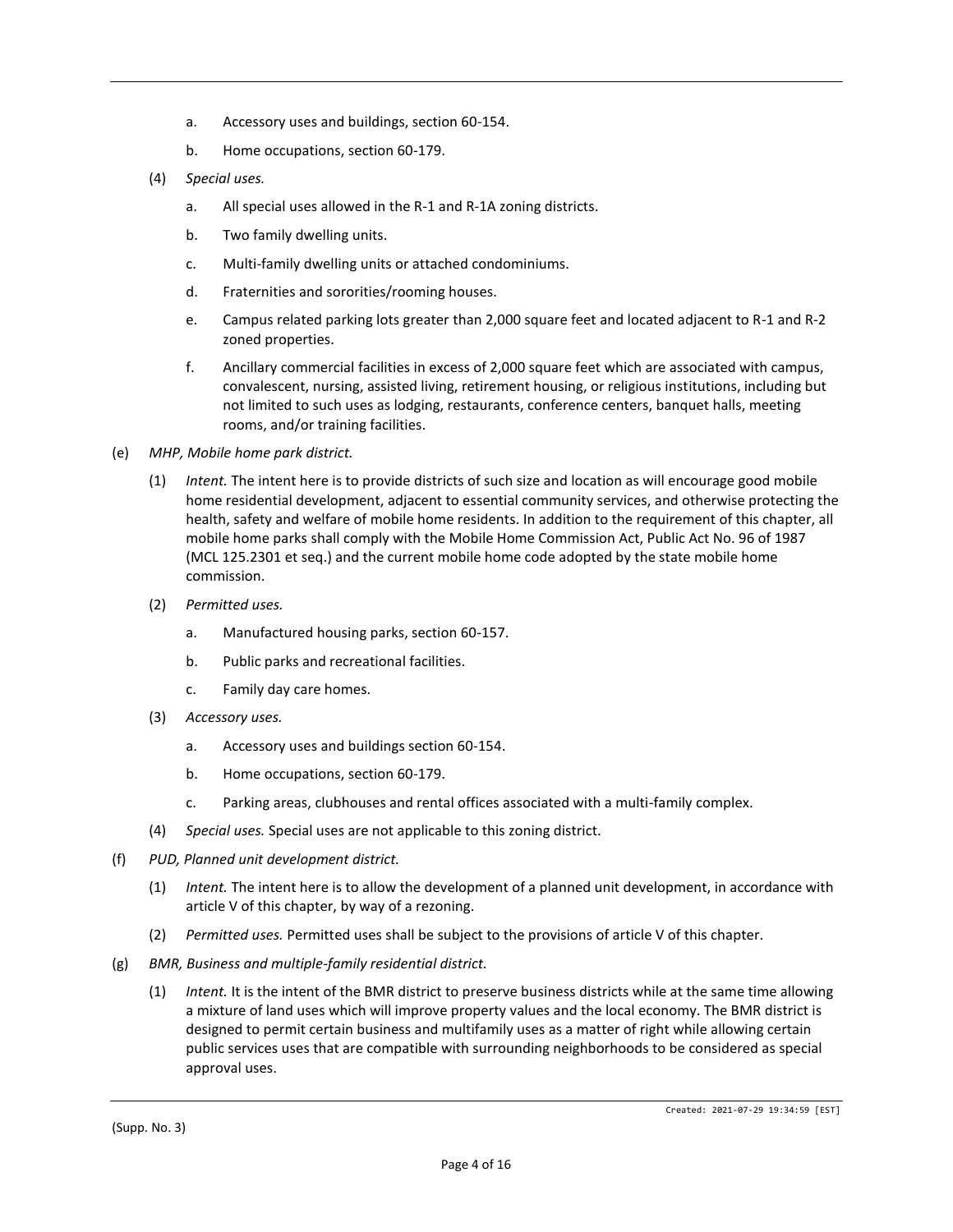a. Accessory uses and buildings, section 60-154.

b. Home occupations, section 60-179.

(4) *Special uses.*

a. All special uses allowed in the R-1 and R-1A zoning districts.

b. Two family dwelling units.

c. Multi-family dwelling units or attached condominiums.

d. Fraternities and sororities/rooming houses.

e. Campus related parking lots greater than 2,000 square feet and located adjacent to R-1 and R-2 zoned properties.

f. Ancillary commercial facilities in excess of 2,000 square feet which are associated with campus, convalescent, nursing, assisted living, retirement housing, or religious institutions, including but not limited to such uses as lodging, restaurants, conference centers, banquet halls, meeting rooms, and/or training facilities.

(e) *MHP, Mobile home park district.*

(1) *Intent.* The intent here is to provide districts of such size and location as will encourage good mobile home residential development, adjacent to essential community services, and otherwise protecting the health, safety and welfare of mobile home residents. In addition to the requirement of this chapter, all mobile home parks shall comply with the Mobile Home Commission Act, Public Act No. 96 of 1987 (MCL 125.2301 et seq.) and the current mobile home code adopted by the state mobile home commission.

(2) *Permitted uses.*

a. Manufactured housing parks, section 60-157.

b. Public parks and recreational facilities.

c. Family day care homes.

(3) *Accessory uses.*

a. Accessory uses and buildings section 60-154.

b. Home occupations, section 60-179.

c. Parking areas, clubhouses and rental offices associated with a multi-family complex.

(4) *Special uses.* Special uses are not applicable to this zoning district.

(f) *PUD, Planned unit development district.*

(1) *Intent.* The intent here is to allow the development of a planned unit development, in accordance with article V of this chapter, by way of a rezoning.

(2) *Permitted uses.* Permitted uses shall be subject to the provisions of article V of this chapter.

(g) *BMR, Business and multiple-family residential district.*

(1) *Intent.* It is the intent of the BMR district to preserve business districts while at the same time allowing a mixture of land uses which will improve property values and the local economy. The BMR district is designed to permit certain business and multifamily uses as a matter of right while allowing certain public services uses that are compatible with surrounding neighborhoods to be considered as special approval uses.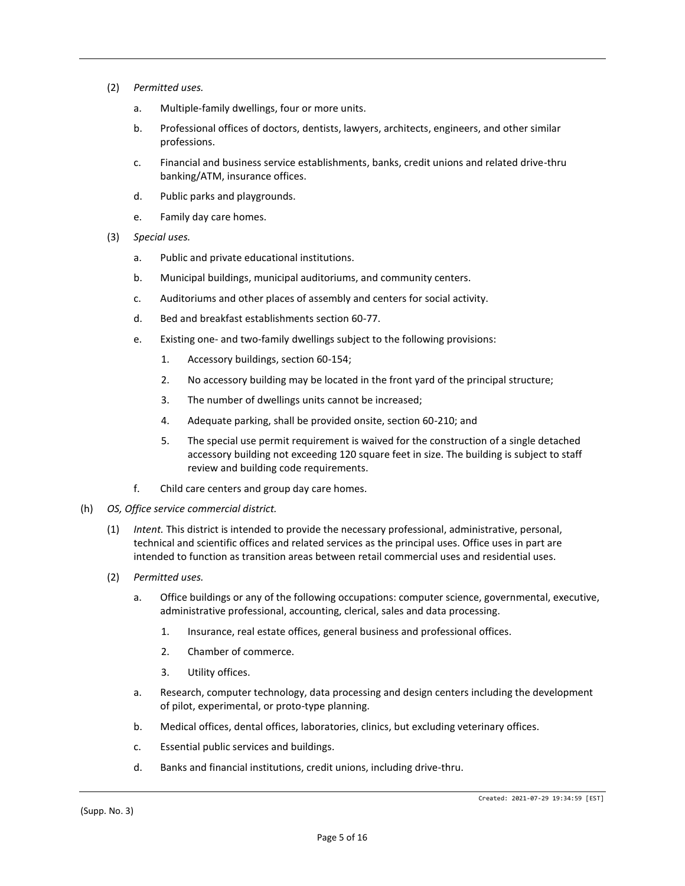(2) *Permitted uses.*

a. Multiple-family dwellings, four or more units.

b. Professional offices of doctors, dentists, lawyers, architects, engineers, and other similar professions.

c. Financial and business service establishments, banks, credit unions and related drive-thru banking/ATM, insurance offices.

d. Public parks and playgrounds.

e. Family day care homes.

(3) *Special uses.*

a. Public and private educational institutions.

b. Municipal buildings, municipal auditoriums, and community centers.

c. Auditoriums and other places of assembly and centers for social activity.

d. Bed and breakfast establishments section 60-77.

e. Existing one- and two-family dwellings subject to the following provisions:

1. Accessory buildings, section 60-154;

2. No accessory building may be located in the front yard of the principal structure;

3. The number of dwellings units cannot be increased;

4. Adequate parking, shall be provided onsite, section 60-210; and

5. The special use permit requirement is waived for the construction of a single detached accessory building not exceeding 120 square feet in size. The building is subject to staff review and building code requirements.

f. Child care centers and group day care homes.

(h) *OS, Office service commercial district.*

(1) *Intent.* This district is intended to provide the necessary professional, administrative, personal, technical and scientific offices and related services as the principal uses. Office uses in part are intended to function as transition areas between retail commercial uses and residential uses.

(2) *Permitted uses.*

a. Office buildings or any of the following occupations: computer science, governmental, executive, administrative professional, accounting, clerical, sales and data processing.

1. Insurance, real estate offices, general business and professional offices.

2. Chamber of commerce.

3. Utility offices.

a. Research, computer technology, data processing and design centers including the development of pilot, experimental, or proto-type planning.

b. Medical offices, dental offices, laboratories, clinics, but excluding veterinary offices.

c. Essential public services and buildings.

d. Banks and financial institutions, credit unions, including drive-thru.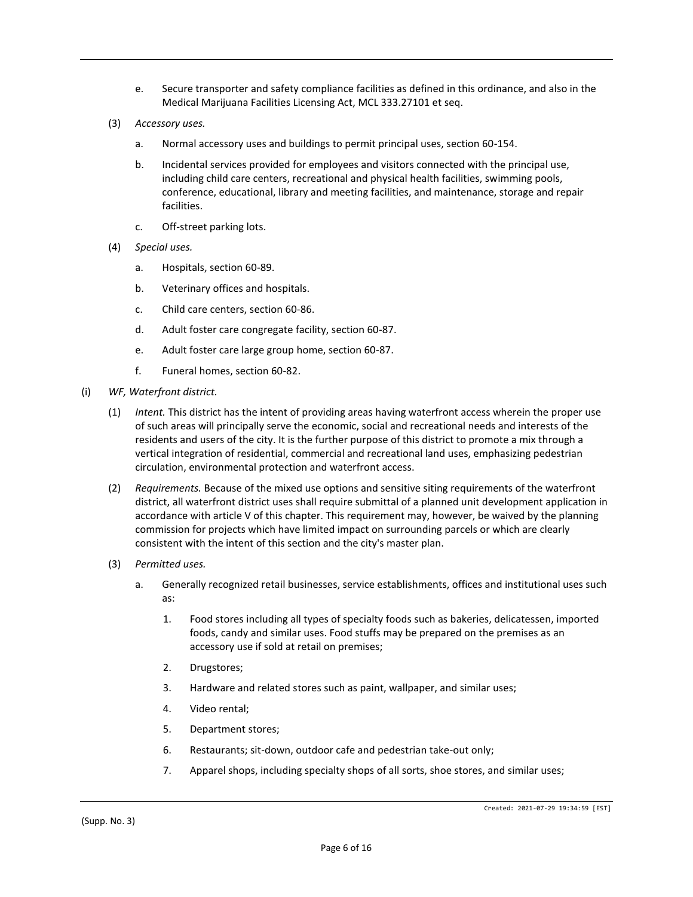e. Secure transporter and safety compliance facilities as defined in this ordinance, and also in the Medical Marijuana Facilities Licensing Act, MCL 333.27101 et seq.

(3) *Accessory uses.*

a. Normal accessory uses and buildings to permit principal uses, section 60-154.

b. Incidental services provided for employees and visitors connected with the principal use, including child care centers, recreational and physical health facilities, swimming pools, conference, educational, library and meeting facilities, and maintenance, storage and repair facilities.

c. Off-street parking lots.

(4) *Special uses.*

a. Hospitals, section 60-89.

b. Veterinary offices and hospitals.

c. Child care centers, section 60-86.

d. Adult foster care congregate facility, section 60-87.

e. Adult foster care large group home, section 60-87.

f. Funeral homes, section 60-82.

(i) *WF, Waterfront district.*

(1) *Intent.* This district has the intent of providing areas having waterfront access wherein the proper use of such areas will principally serve the economic, social and recreational needs and interests of the residents and users of the city. It is the further purpose of this district to promote a mix through a vertical integration of residential, commercial and recreational land uses, emphasizing pedestrian circulation, environmental protection and waterfront access.

(2) *Requirements.* Because of the mixed use options and sensitive siting requirements of the waterfront district, all waterfront district uses shall require submittal of a planned unit development application in accordance with article V of this chapter. This requirement may, however, be waived by the planning commission for projects which have limited impact on surrounding parcels or which are clearly consistent with the intent of this section and the city's master plan.

(3) *Permitted uses.*

a. Generally recognized retail businesses, service establishments, offices and institutional uses such as:

1. Food stores including all types of specialty foods such as bakeries, delicatessen, imported foods, candy and similar uses. Food stuffs may be prepared on the premises as an accessory use if sold at retail on premises;

2. Drugstores;

3. Hardware and related stores such as paint, wallpaper, and similar uses;

4. Video rental;

5. Department stores;

6. Restaurants; sit-down, outdoor cafe and pedestrian take-out only;

7. Apparel shops, including specialty shops of all sorts, shoe stores, and similar uses;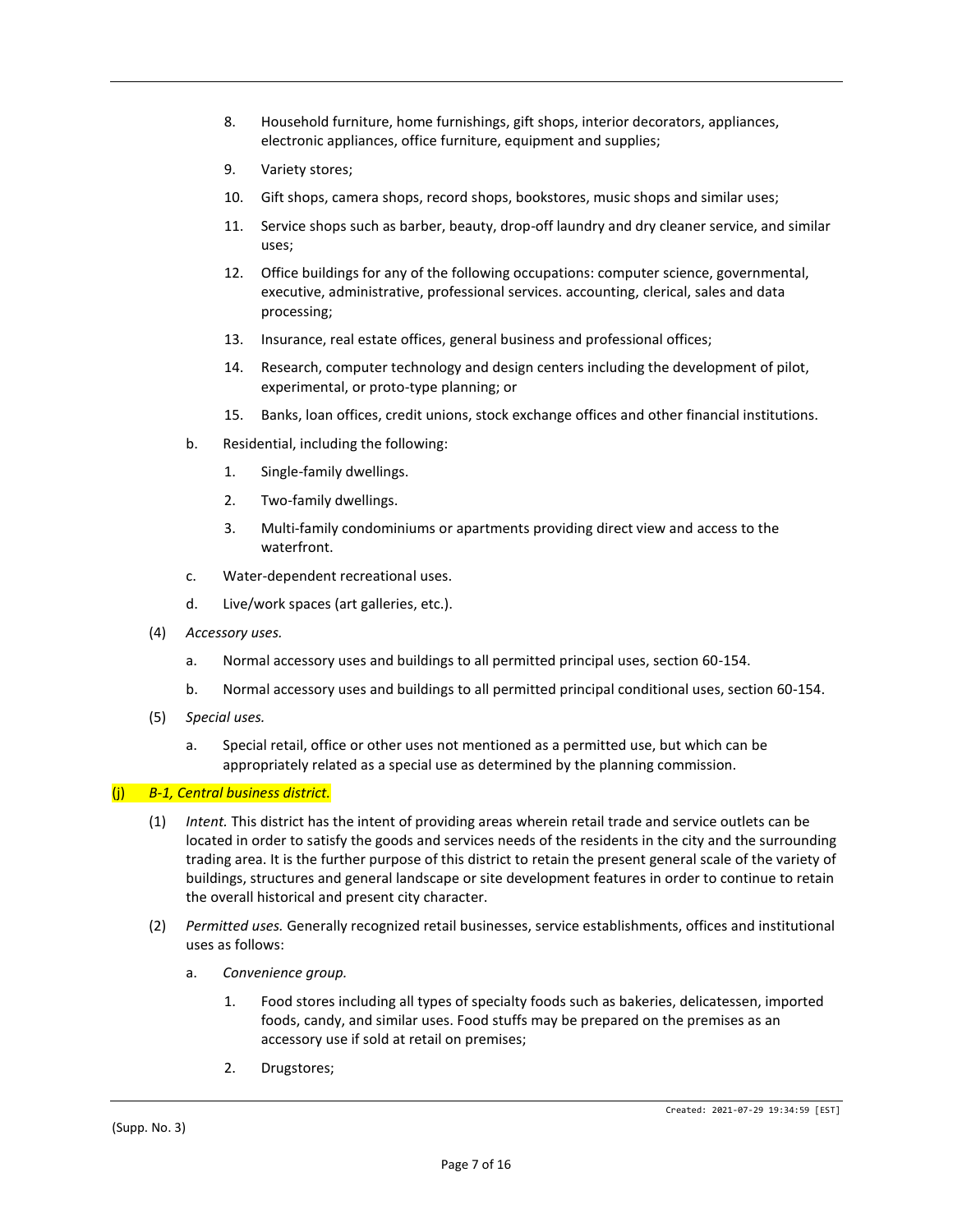8. Household furniture, home furnishings, gift shops, interior decorators, appliances, electronic appliances, office furniture, equipment and supplies;

9. Variety stores;

10. Gift shops, camera shops, record shops, bookstores, music shops and similar uses;

11. Service shops such as barber, beauty, drop-off laundry and dry cleaner service, and similar uses;

12. Office buildings for any of the following occupations: computer science, governmental, executive, administrative, professional services. accounting, clerical, sales and data processing;

13. Insurance, real estate offices, general business and professional offices;

14. Research, computer technology and design centers including the development of pilot, experimental, or proto-type planning; or

15. Banks, loan offices, credit unions, stock exchange offices and other financial institutions.

b. Residential, including the following:

1. Single-family dwellings.

2. Two-family dwellings.

3. Multi-family condominiums or apartments providing direct view and access to the waterfront.

c. Water-dependent recreational uses.

d. Live/work spaces (art galleries, etc.).

(4) *Accessory uses.*

a. Normal accessory uses and buildings to all permitted principal uses, section 60-154.

b. Normal accessory uses and buildings to all permitted principal conditional uses, section 60-154.

(5) *Special uses.*

a. Special retail, office or other uses not mentioned as a permitted use, but which can be appropriately related as a special use as determined by the planning commission.

(j) *B-1, Central business district.*

(1) *Intent.* This district has the intent of providing areas wherein retail trade and service outlets can be located in order to satisfy the goods and services needs of the residents in the city and the surrounding trading area. It is the further purpose of this district to retain the present general scale of the variety of buildings, structures and general landscape or site development features in order to continue to retain the overall historical and present city character.

(2) *Permitted uses.* Generally recognized retail businesses, service establishments, offices and institutional uses as follows:

a. *Convenience group.*

1. Food stores including all types of specialty foods such as bakeries, delicatessen, imported foods, candy, and similar uses. Food stuffs may be prepared on the premises as an accessory use if sold at retail on premises;

2. Drugstores;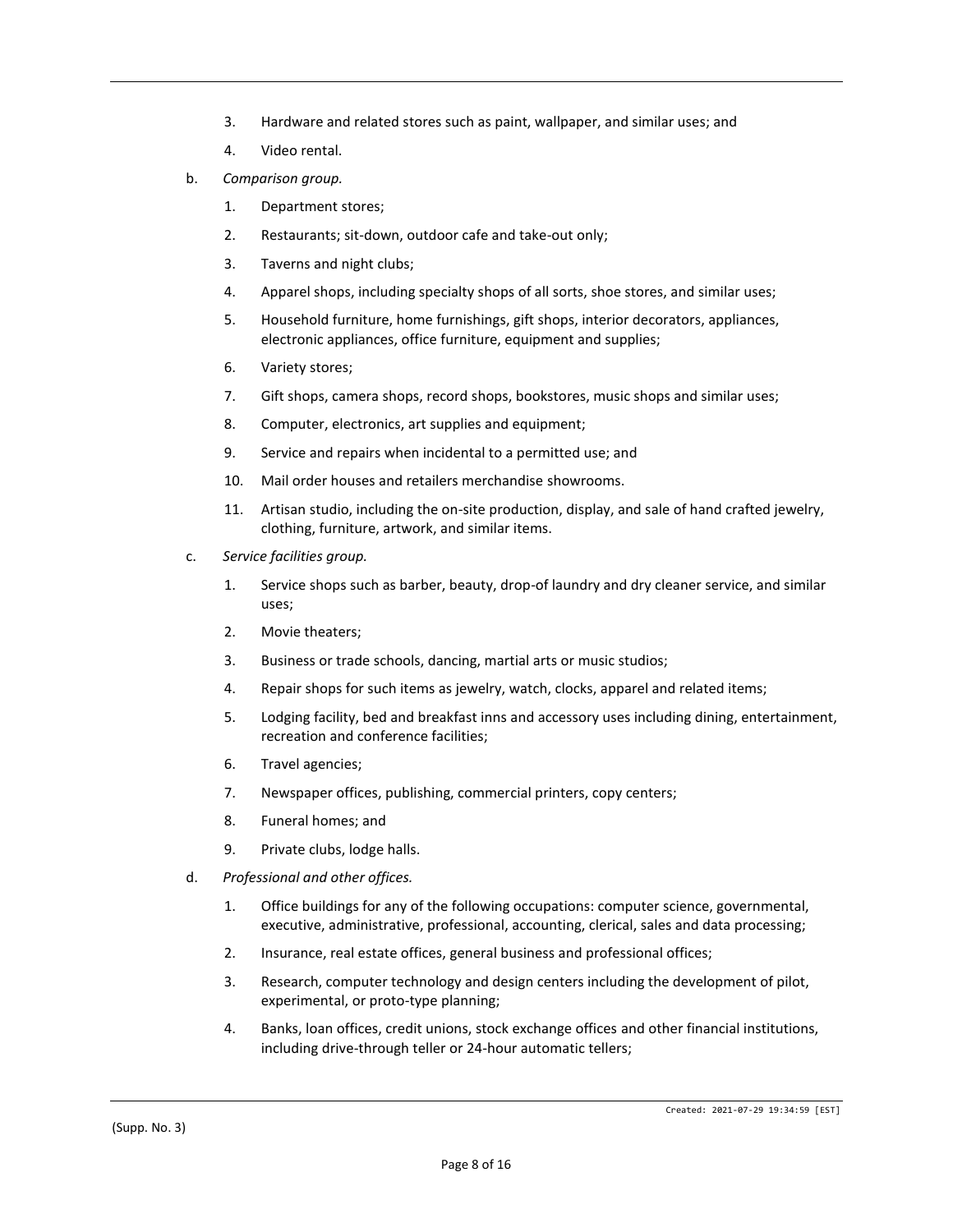3. Hardware and related stores such as paint, wallpaper, and similar uses; and
4. Video rental.

b. *Comparison group.*

1. Department stores;
2. Restaurants; sit-down, outdoor cafe and take-out only;
3. Taverns and night clubs;
4. Apparel shops, including specialty shops of all sorts, shoe stores, and similar uses;
5. Household furniture, home furnishings, gift shops, interior decorators, appliances, electronic appliances, office furniture, equipment and supplies;
6. Variety stores;
7. Gift shops, camera shops, record shops, bookstores, music shops and similar uses;
8. Computer, electronics, art supplies and equipment;
9. Service and repairs when incidental to a permitted use; and
10. Mail order houses and retailers merchandise showrooms.
11. Artisan studio, including the on-site production, display, and sale of hand crafted jewelry, clothing, furniture, artwork, and similar items.

c. *Service facilities group.*

1. Service shops such as barber, beauty, drop-of laundry and dry cleaner service, and similar uses;
2. Movie theaters;
3. Business or trade schools, dancing, martial arts or music studios;
4. Repair shops for such items as jewelry, watch, clocks, apparel and related items;
5. Lodging facility, bed and breakfast inns and accessory uses including dining, entertainment, recreation and conference facilities;
6. Travel agencies;
7. Newspaper offices, publishing, commercial printers, copy centers;
8. Funeral homes; and
9. Private clubs, lodge halls.

d. *Professional and other offices.*

1. Office buildings for any of the following occupations: computer science, governmental, executive, administrative, professional, accounting, clerical, sales and data processing;
2. Insurance, real estate offices, general business and professional offices;
3. Research, computer technology and design centers including the development of pilot, experimental, or proto-type planning;
4. Banks, loan offices, credit unions, stock exchange offices and other financial institutions, including drive-through teller or 24-hour automatic tellers;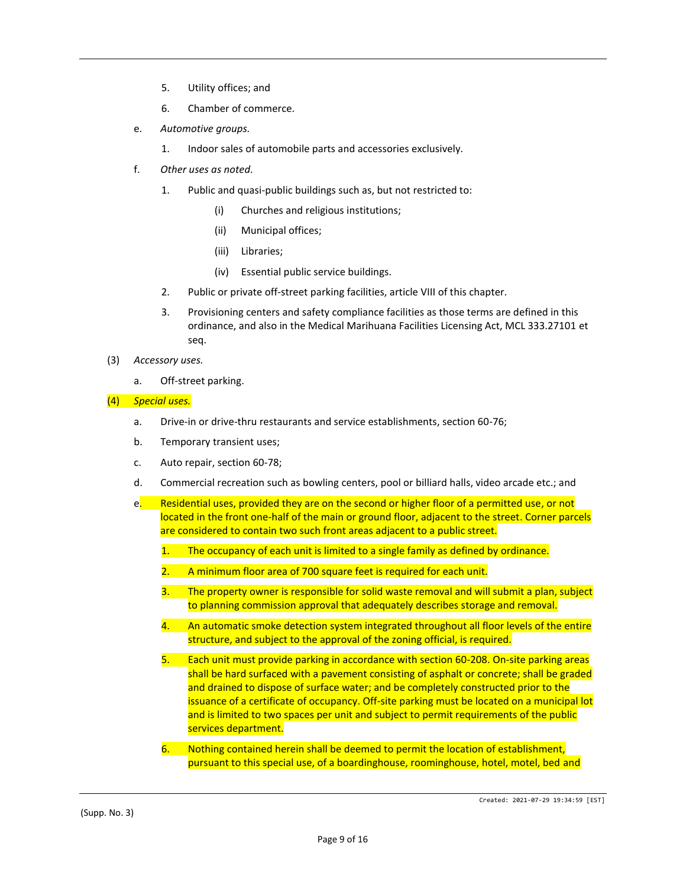5. Utility offices; and
6. Chamber of commerce.

e. *Automotive groups.*

1. Indoor sales of automobile parts and accessories exclusively.

f. *Other uses as noted.*

1. Public and quasi-public buildings such as, but not restricted to:
   - (i) Churches and religious institutions;
   - (ii) Municipal offices;
   - (iii) Libraries;
   - (iv) Essential public service buildings.
2. Public or private off-street parking facilities, article VIII of this chapter.
3. Provisioning centers and safety compliance facilities as those terms are defined in this ordinance, and also in the Medical Marihuana Facilities Licensing Act, MCL 333.27101 et seq.

(3) *Accessory uses.*

a. Off-street parking.

(4) *Special uses.*

a. Drive-in or drive-thru restaurants and service establishments, section 60-76;

b. Temporary transient uses;

c. Auto repair, section 60-78;

d. Commercial recreation such as bowling centers, pool or billiard halls, video arcade etc.; and

e. Residential uses, provided they are on the second or higher floor of a permitted use, or not located in the front one-half of the main or ground floor, adjacent to the street. Corner parcels are considered to contain two such front areas adjacent to a public street.

1. The occupancy of each unit is limited to a single family as defined by ordinance.
2. A minimum floor area of 700 square feet is required for each unit.
3. The property owner is responsible for solid waste removal and will submit a plan, subject to planning commission approval that adequately describes storage and removal.
4. An automatic smoke detection system integrated throughout all floor levels of the entire structure, and subject to the approval of the zoning official, is required.
5. Each unit must provide parking in accordance with section 60-208. On-site parking areas shall be hard surfaced with a pavement consisting of asphalt or concrete; shall be graded and drained to dispose of surface water; and be completely constructed prior to the issuance of a certificate of occupancy. Off-site parking must be located on a municipal lot and is limited to two spaces per unit and subject to permit requirements of the public services department.
6. Nothing contained herein shall be deemed to permit the location of establishment, pursuant to this special use, of a boardinghouse, roominghouse, hotel, motel, bed and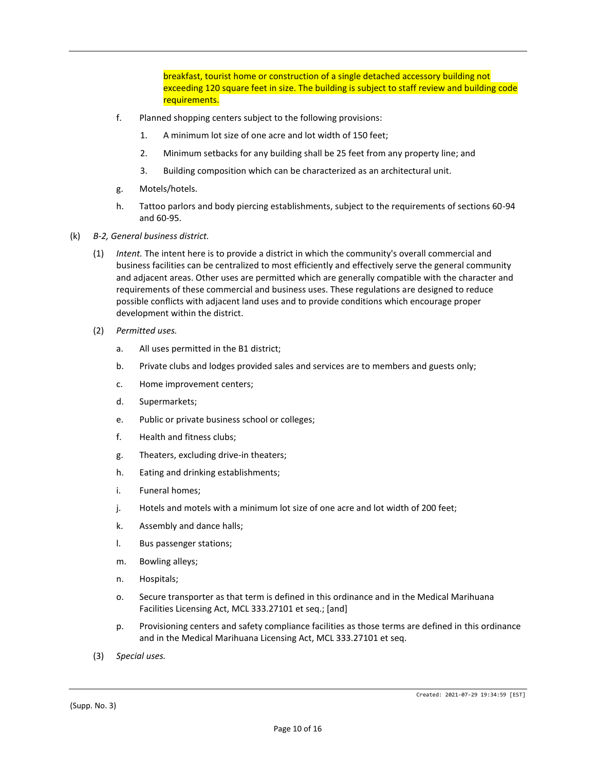breakfast, tourist home or construction of a single detached accessory building not exceeding 120 square feet in size. The building is subject to staff review and building code requirements.

f. Planned shopping centers subject to the following provisions:

1. A minimum lot size of one acre and lot width of 150 feet;
2. Minimum setbacks for any building shall be 25 feet from any property line; and
3. Building composition which can be characterized as an architectural unit.

g. Motels/hotels.

h. Tattoo parlors and body piercing establishments, subject to the requirements of sections 60-94 and 60-95.

(k) *B-2, General business district.*

(1) *Intent.* The intent here is to provide a district in which the community's overall commercial and business facilities can be centralized to most efficiently and effectively serve the general community and adjacent areas. Other uses are permitted which are generally compatible with the character and requirements of these commercial and business uses. These regulations are designed to reduce possible conflicts with adjacent land uses and to provide conditions which encourage proper development within the district.

(2) *Permitted uses.*

a. All uses permitted in the B1 district;

b. Private clubs and lodges provided sales and services are to members and guests only;

c. Home improvement centers;

d. Supermarkets;

e. Public or private business school or colleges;

f. Health and fitness clubs;

g. Theaters, excluding drive-in theaters;

h. Eating and drinking establishments;

i. Funeral homes;

j. Hotels and motels with a minimum lot size of one acre and lot width of 200 feet;

k. Assembly and dance halls;

l. Bus passenger stations;

m. Bowling alleys;

n. Hospitals;

o. Secure transporter as that term is defined in this ordinance and in the Medical Marihuana Facilities Licensing Act, MCL 333.27101 et seq.; [and]

p. Provisioning centers and safety compliance facilities as those terms are defined in this ordinance and in the Medical Marihuana Licensing Act, MCL 333.27101 et seq.

(3) *Special uses.*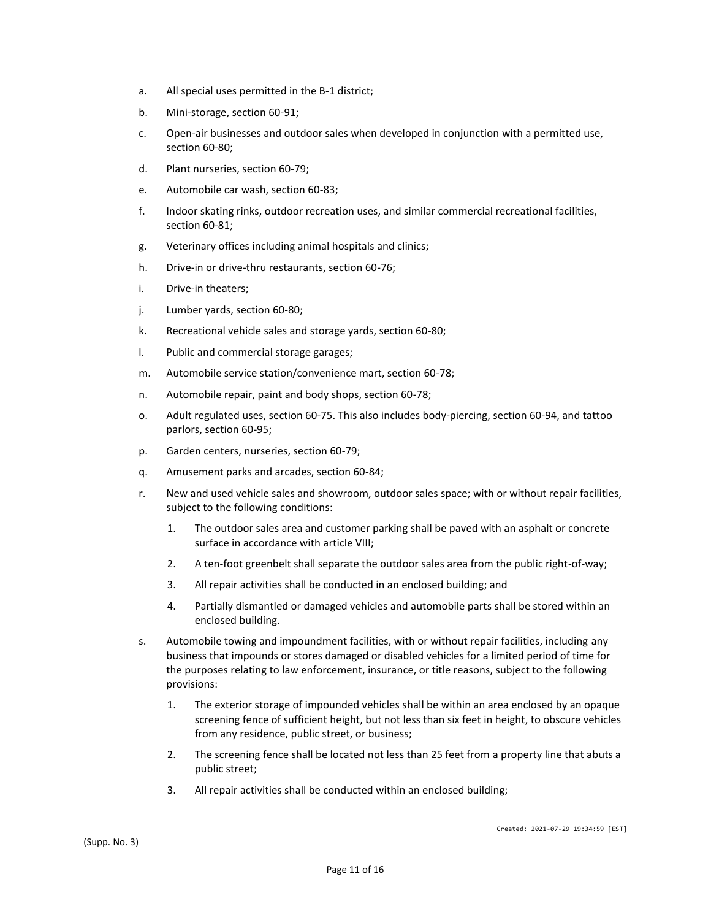a. All special uses permitted in the B-1 district;

b. Mini-storage, section 60-91;

c. Open-air businesses and outdoor sales when developed in conjunction with a permitted use, section 60-80;

d. Plant nurseries, section 60-79;

e. Automobile car wash, section 60-83;

f. Indoor skating rinks, outdoor recreation uses, and similar commercial recreational facilities, section 60-81;

g. Veterinary offices including animal hospitals and clinics;

h. Drive-in or drive-thru restaurants, section 60-76;

i. Drive-in theaters;

j. Lumber yards, section 60-80;

k. Recreational vehicle sales and storage yards, section 60-80;

l. Public and commercial storage garages;

m. Automobile service station/convenience mart, section 60-78;

n. Automobile repair, paint and body shops, section 60-78;

o. Adult regulated uses, section 60-75. This also includes body-piercing, section 60-94, and tattoo parlors, section 60-95;

p. Garden centers, nurseries, section 60-79;

q. Amusement parks and arcades, section 60-84;

r. New and used vehicle sales and showroom, outdoor sales space; with or without repair facilities, subject to the following conditions:

   1. The outdoor sales area and customer parking shall be paved with an asphalt or concrete surface in accordance with article VIII;

   2. A ten-foot greenbelt shall separate the outdoor sales area from the public right-of-way;

   3. All repair activities shall be conducted in an enclosed building; and

   4. Partially dismantled or damaged vehicles and automobile parts shall be stored within an enclosed building.

s. Automobile towing and impoundment facilities, with or without repair facilities, including any business that impounds or stores damaged or disabled vehicles for a limited period of time for the purposes relating to law enforcement, insurance, or title reasons, subject to the following provisions:

   1. The exterior storage of impounded vehicles shall be within an area enclosed by an opaque screening fence of sufficient height, but not less than six feet in height, to obscure vehicles from any residence, public street, or business;

   2. The screening fence shall be located not less than 25 feet from a property line that abuts a public street;

   3. All repair activities shall be conducted within an enclosed building;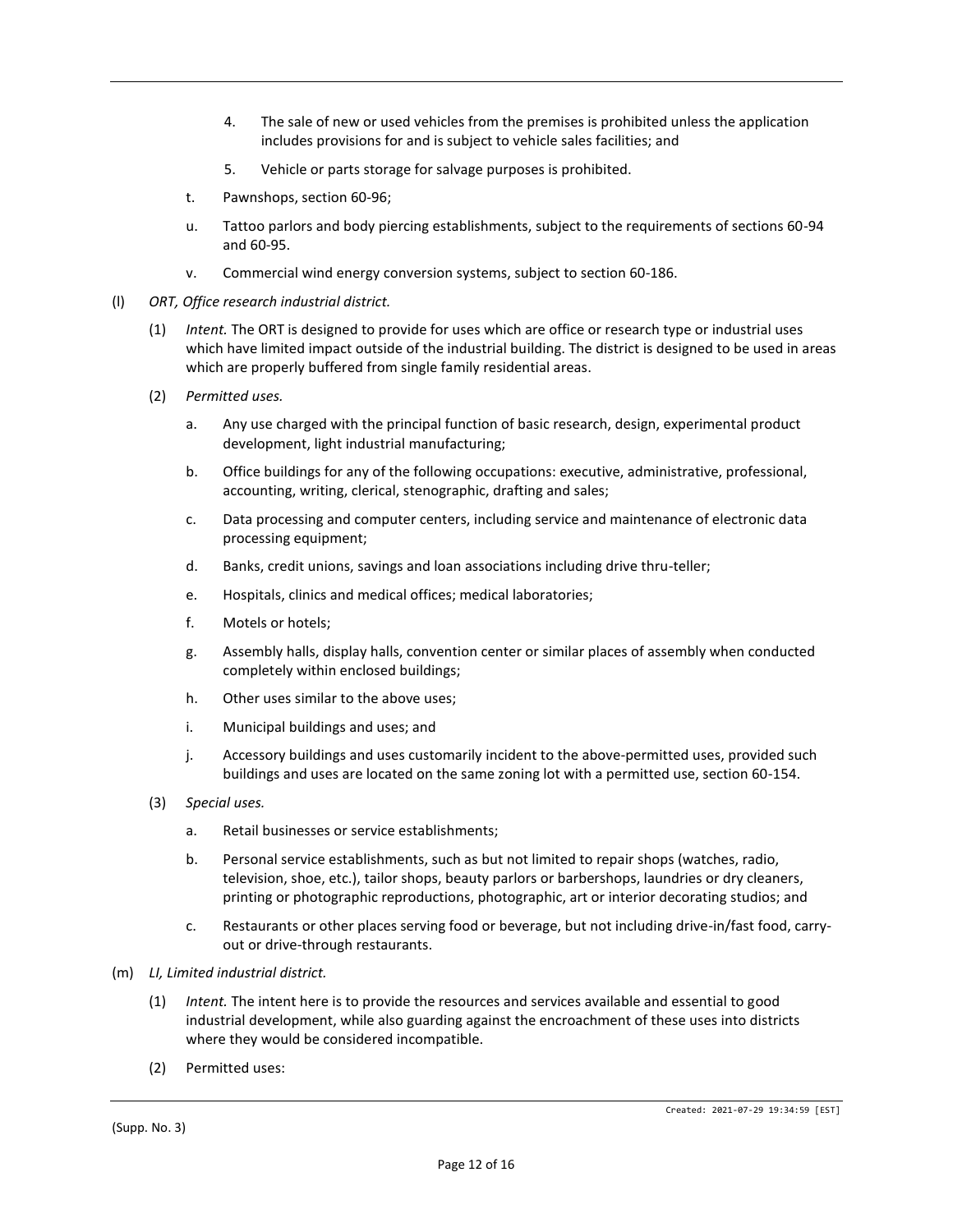4. The sale of new or used vehicles from the premises is prohibited unless the application includes provisions for and is subject to vehicle sales facilities; and

5. Vehicle or parts storage for salvage purposes is prohibited.

t. Pawnshops, section 60-96;

u. Tattoo parlors and body piercing establishments, subject to the requirements of sections 60-94 and 60-95.

v. Commercial wind energy conversion systems, subject to section 60-186.

(l) *ORT, Office research industrial district.*

(1) *Intent.* The ORT is designed to provide for uses which are office or research type or industrial uses which have limited impact outside of the industrial building. The district is designed to be used in areas which are properly buffered from single family residential areas.

(2) *Permitted uses.*

a. Any use charged with the principal function of basic research, design, experimental product development, light industrial manufacturing;

b. Office buildings for any of the following occupations: executive, administrative, professional, accounting, writing, clerical, stenographic, drafting and sales;

c. Data processing and computer centers, including service and maintenance of electronic data processing equipment;

d. Banks, credit unions, savings and loan associations including drive thru-teller;

e. Hospitals, clinics and medical offices; medical laboratories;

f. Motels or hotels;

g. Assembly halls, display halls, convention center or similar places of assembly when conducted completely within enclosed buildings;

h. Other uses similar to the above uses;

i. Municipal buildings and uses; and

j. Accessory buildings and uses customarily incident to the above-permitted uses, provided such buildings and uses are located on the same zoning lot with a permitted use, section 60-154.

(3) *Special uses.*

a. Retail businesses or service establishments;

b. Personal service establishments, such as but not limited to repair shops (watches, radio, television, shoe, etc.), tailor shops, beauty parlors or barbershops, laundries or dry cleaners, printing or photographic reproductions, photographic, art or interior decorating studios; and

c. Restaurants or other places serving food or beverage, but not including drive-in/fast food, carry-out or drive-through restaurants.

(m) *LI, Limited industrial district.*

(1) *Intent.* The intent here is to provide the resources and services available and essential to good industrial development, while also guarding against the encroachment of these uses into districts where they would be considered incompatible.

(2) Permitted uses: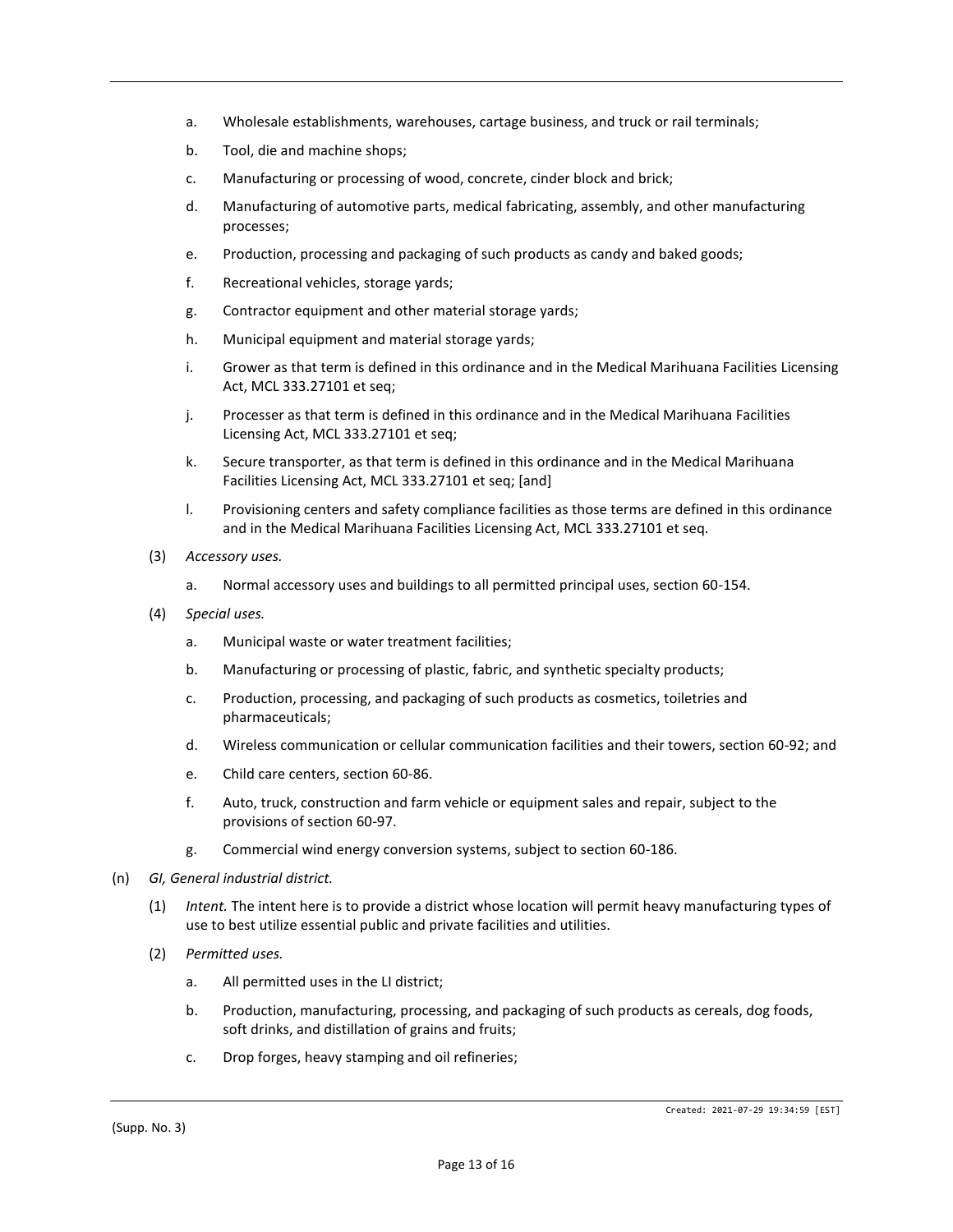a. Wholesale establishments, warehouses, cartage business, and truck or rail terminals;

b. Tool, die and machine shops;

c. Manufacturing or processing of wood, concrete, cinder block and brick;

d. Manufacturing of automotive parts, medical fabricating, assembly, and other manufacturing processes;

e. Production, processing and packaging of such products as candy and baked goods;

f. Recreational vehicles, storage yards;

g. Contractor equipment and other material storage yards;

h. Municipal equipment and material storage yards;

i. Grower as that term is defined in this ordinance and in the Medical Marihuana Facilities Licensing Act, MCL 333.27101 et seq;

j. Processer as that term is defined in this ordinance and in the Medical Marihuana Facilities Licensing Act, MCL 333.27101 et seq;

k. Secure transporter, as that term is defined in this ordinance and in the Medical Marihuana Facilities Licensing Act, MCL 333.27101 et seq; [and]

l. Provisioning centers and safety compliance facilities as those terms are defined in this ordinance and in the Medical Marihuana Facilities Licensing Act, MCL 333.27101 et seq.

(3) *Accessory uses.*

a. Normal accessory uses and buildings to all permitted principal uses, section 60-154.

(4) *Special uses.*

a. Municipal waste or water treatment facilities;

b. Manufacturing or processing of plastic, fabric, and synthetic specialty products;

c. Production, processing, and packaging of such products as cosmetics, toiletries and pharmaceuticals;

d. Wireless communication or cellular communication facilities and their towers, section 60-92; and

e. Child care centers, section 60-86.

f. Auto, truck, construction and farm vehicle or equipment sales and repair, subject to the provisions of section 60-97.

g. Commercial wind energy conversion systems, subject to section 60-186.

(n) *GI, General industrial district.*

(1) *Intent.* The intent here is to provide a district whose location will permit heavy manufacturing types of use to best utilize essential public and private facilities and utilities.

(2) *Permitted uses.*

a. All permitted uses in the LI district;

b. Production, manufacturing, processing, and packaging of such products as cereals, dog foods, soft drinks, and distillation of grains and fruits;

c. Drop forges, heavy stamping and oil refineries;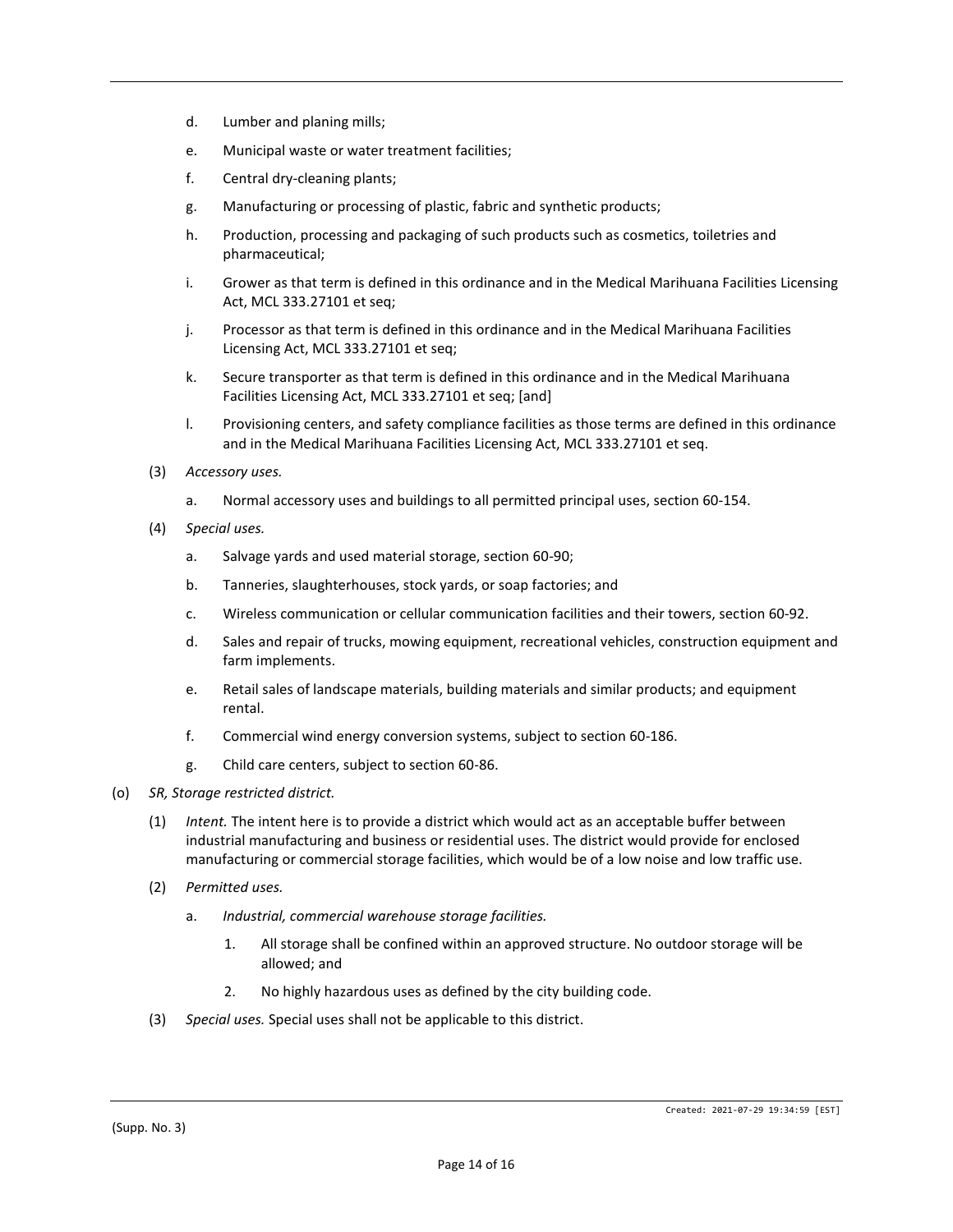d. Lumber and planing mills;

e. Municipal waste or water treatment facilities;

f. Central dry-cleaning plants;

g. Manufacturing or processing of plastic, fabric and synthetic products;

h. Production, processing and packaging of such products such as cosmetics, toiletries and pharmaceutical;

i. Grower as that term is defined in this ordinance and in the Medical Marihuana Facilities Licensing Act, MCL 333.27101 et seq;

j. Processor as that term is defined in this ordinance and in the Medical Marihuana Facilities Licensing Act, MCL 333.27101 et seq;

k. Secure transporter as that term is defined in this ordinance and in the Medical Marihuana Facilities Licensing Act, MCL 333.27101 et seq; [and]

l. Provisioning centers, and safety compliance facilities as those terms are defined in this ordinance and in the Medical Marihuana Facilities Licensing Act, MCL 333.27101 et seq.

(3) *Accessory uses.*

a. Normal accessory uses and buildings to all permitted principal uses, section 60-154.

(4) *Special uses.*

a. Salvage yards and used material storage, section 60-90;

b. Tanneries, slaughterhouses, stock yards, or soap factories; and

c. Wireless communication or cellular communication facilities and their towers, section 60-92.

d. Sales and repair of trucks, mowing equipment, recreational vehicles, construction equipment and farm implements.

e. Retail sales of landscape materials, building materials and similar products; and equipment rental.

f. Commercial wind energy conversion systems, subject to section 60-186.

g. Child care centers, subject to section 60-86.

(o) *SR, Storage restricted district.*

(1) *Intent.* The intent here is to provide a district which would act as an acceptable buffer between industrial manufacturing and business or residential uses. The district would provide for enclosed manufacturing or commercial storage facilities, which would be of a low noise and low traffic use.

(2) *Permitted uses.*

a. *Industrial, commercial warehouse storage facilities.*

1. All storage shall be confined within an approved structure. No outdoor storage will be allowed; and

2. No highly hazardous uses as defined by the city building code.

(3) *Special uses.* Special uses shall not be applicable to this district.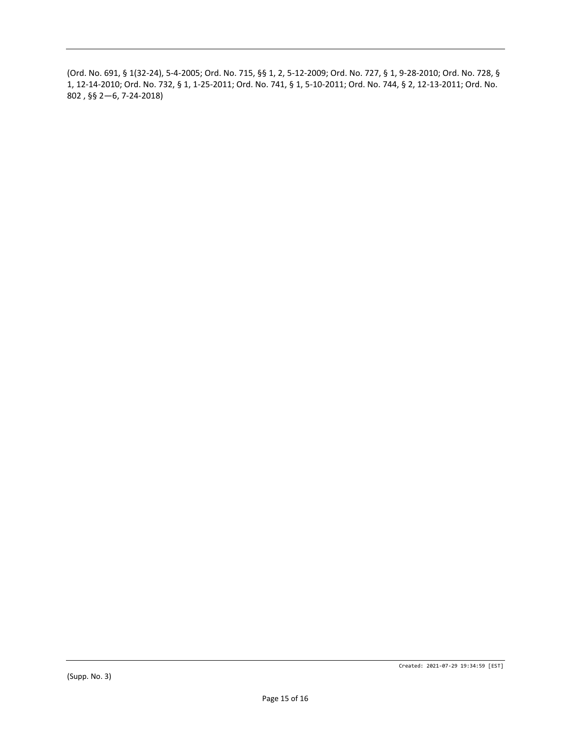(Ord. No. 691, § 1(32-24), 5-4-2005; Ord. No. 715, §§ 1, 2, 5-12-2009; Ord. No. 727, § 1, 9-28-2010; Ord. No. 728, § 1, 12-14-2010; Ord. No. 732, § 1, 1-25-2011; Ord. No. 741, § 1, 5-10-2011; Ord. No. 744, § 2, 12-13-2011; Ord. No. 802 , §§ 2—6, 7-24-2018)